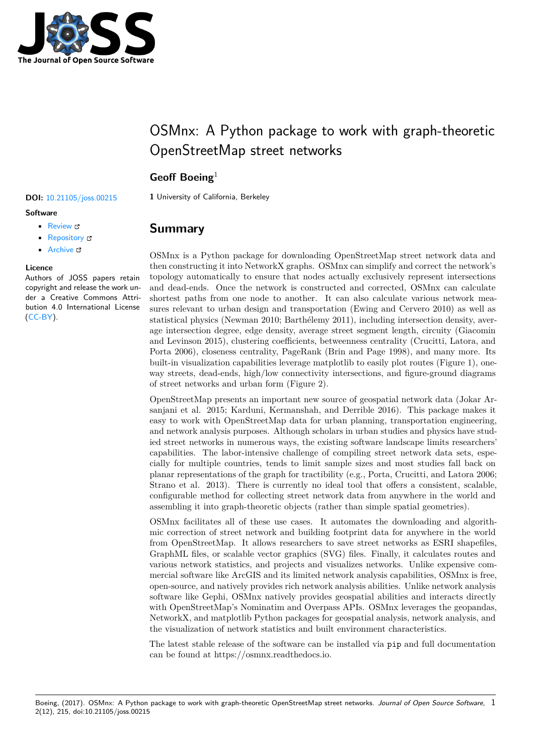# OSMnx: A Python package to work with graph-theoretic OpenStreetMap street networks

**Geoff Boeing**[1]

**1** University of California, Berkeley

**DOI:** 10.21105/joss.00215

**Software**

- Review
- Repository
- Archive

**Licence**

Authors of JOSS papers retain copyright and release the work under a Creative Commons Attribution 4.0 International License (CC-BY).

## Summary

OSMnx is a Python package for downloading OpenStreetMap street network data and then constructing it into NetworkX graphs. OSMnx can simplify and correct the network's topology automatically to ensure that nodes actually exclusively represent intersections and dead-ends. Once the network is constructed and corrected, OSMnx can calculate shortest paths from one node to another. It can also calculate various network measures relevant to urban design and transportation (Ewing and Cervero 2010) as well as statistical physics (Newman 2010; Barthélemy 2011), including intersection density, average intersection degree, edge density, average street segment length, circuity (Giacomin and Levinson 2015), clustering coefficients, betweenness centrality (Crucitti, Latora, and Porta 2006), closeness centrality, PageRank (Brin and Page 1998), and many more. Its built-in visualization capabilities leverage matplotlib to easily plot routes (Figure 1), one-way streets, dead-ends, high/low connectivity intersections, and figure-ground diagrams of street networks and urban form (Figure 2).

OpenStreetMap presents an important new source of geospatial network data (Jokar Arsanjani et al. 2015; Karduni, Kermanshah, and Derrible 2016). This package makes it easy to work with OpenStreetMap data for urban planning, transportation engineering, and network analysis purposes. Although scholars in urban studies and physics have studied street networks in numerous ways, the existing software landscape limits researchers' capabilities. The labor-intensive challenge of compiling street network data sets, especially for multiple countries, tends to limit sample sizes and most studies fall back on planar representations of the graph for tractibility (e.g., Porta, Crucitti, and Latora 2006; Strano et al. 2013). There is currently no ideal tool that offers a consistent, scalable, configurable method for collecting street network data from anywhere in the world and assembling it into graph-theoretic objects (rather than simple spatial geometries).

OSMnx facilitates all of these use cases. It automates the downloading and algorithmic correction of street network and building footprint data for anywhere in the world from OpenStreetMap. It allows researchers to save street networks as ESRI shapefiles, GraphML files, or scalable vector graphics (SVG) files. Finally, it calculates routes and various network statistics, and projects and visualizes networks. Unlike expensive commercial software like ArcGIS and its limited network analysis capabilities, OSMnx is free, open-source, and natively provides rich network analysis abilities. Unlike network analysis software like Gephi, OSMnx natively provides geospatial abilities and interacts directly with OpenStreetMap's Nominatim and Overpass APIs. OSMnx leverages the geopandas, NetworkX, and matplotlib Python packages for geospatial analysis, network analysis, and the visualization of network statistics and built environment characteristics.

The latest stable release of the software can be installed via `pip` and full documentation can be found at https://osmnx.readthedocs.io.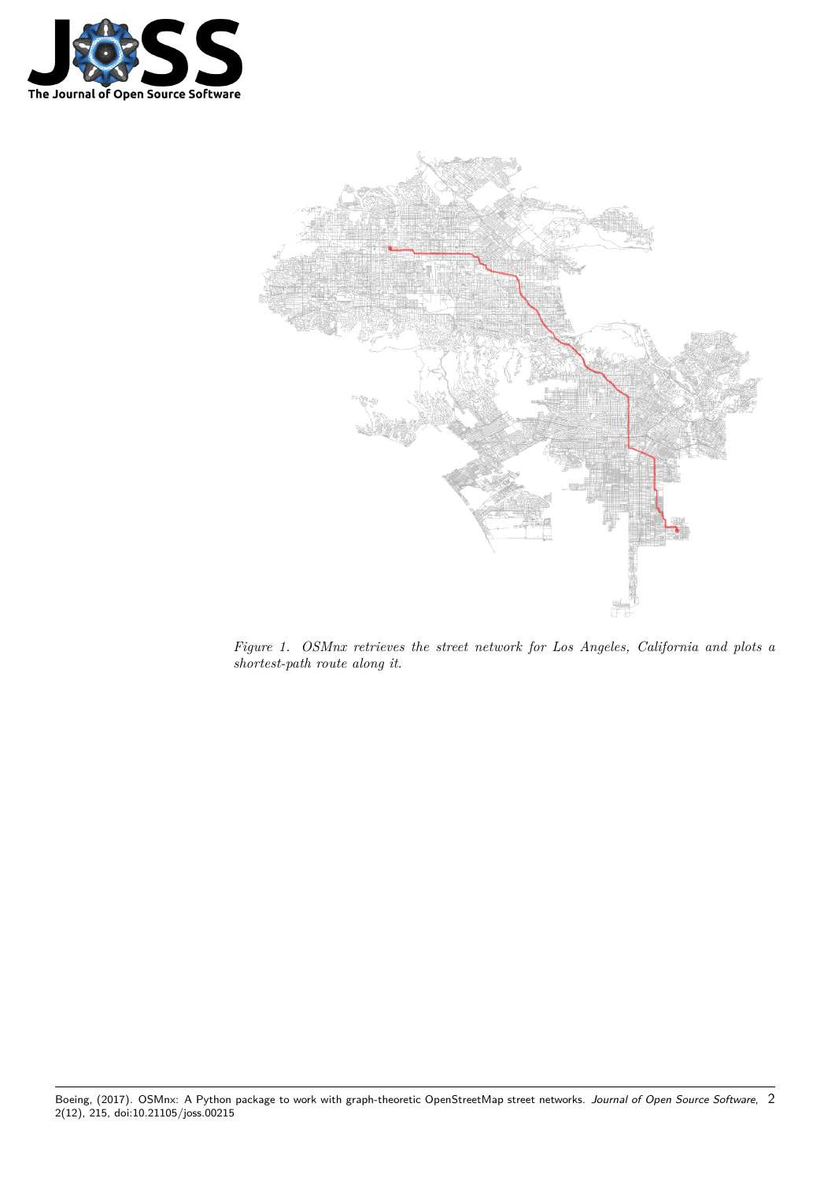*Figure 1. OSMnx retrieves the street network for Los Angeles, California and plots a shortest-path route along it.*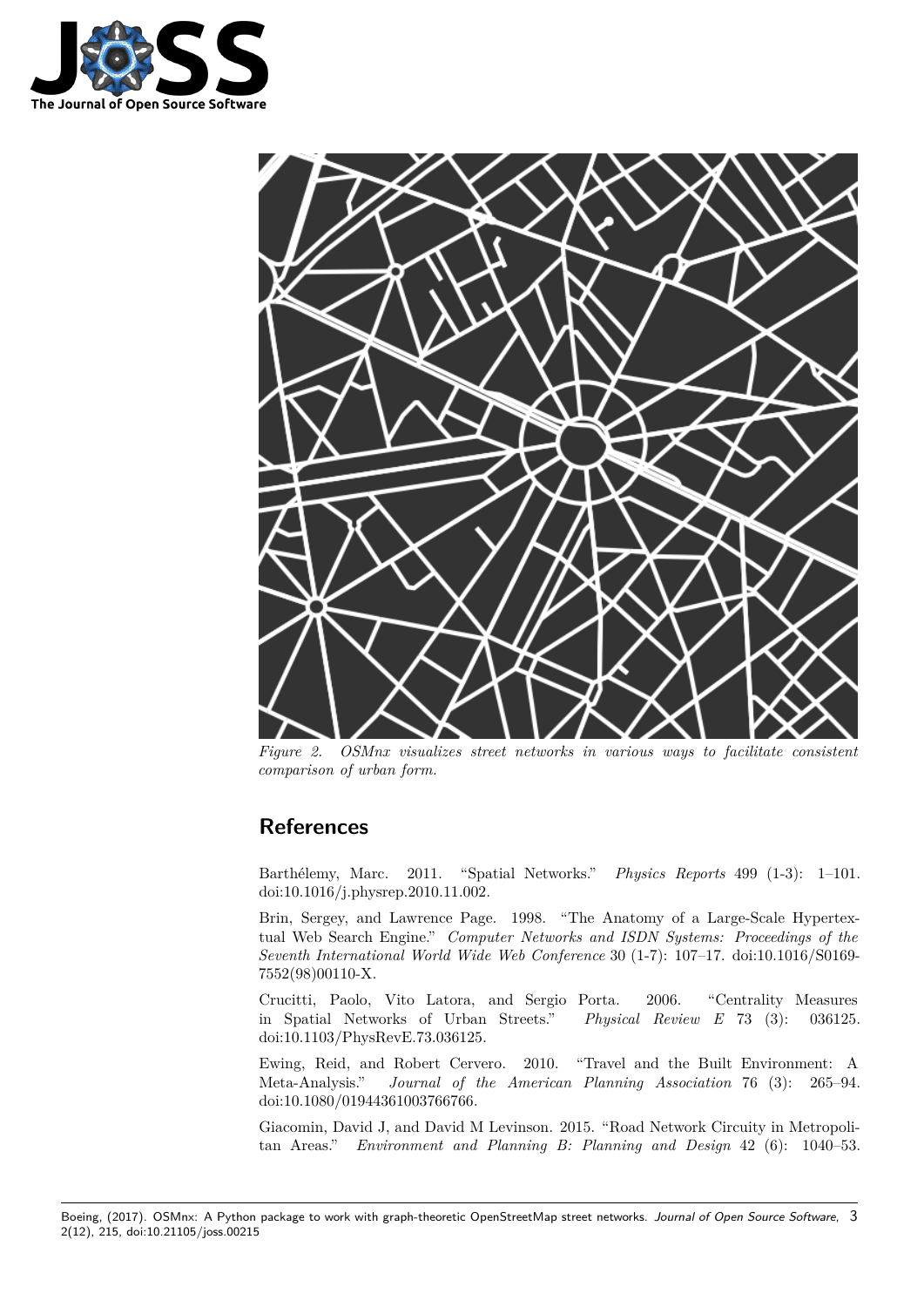*Figure 2. OSMnx visualizes street networks in various ways to facilitate consistent comparison of urban form.*

## References

Barthélemy, Marc. 2011. "Spatial Networks." *Physics Reports* 499 (1-3): 1–101. doi:10.1016/j.physrep.2010.11.002.

Brin, Sergey, and Lawrence Page. 1998. "The Anatomy of a Large-Scale Hypertextual Web Search Engine." *Computer Networks and ISDN Systems: Proceedings of the Seventh International World Wide Web Conference* 30 (1-7): 107–17. doi:10.1016/S0169-7552(98)00110-X.

Crucitti, Paolo, Vito Latora, and Sergio Porta. 2006. "Centrality Measures in Spatial Networks of Urban Streets." *Physical Review E* 73 (3): 036125. doi:10.1103/PhysRevE.73.036125.

Ewing, Reid, and Robert Cervero. 2010. "Travel and the Built Environment: A Meta-Analysis." *Journal of the American Planning Association* 76 (3): 265–94. doi:10.1080/01944361003766766.

Giacomin, David J, and David M Levinson. 2015. "Road Network Circuity in Metropolitan Areas." *Environment and Planning B: Planning and Design* 42 (6): 1040–53.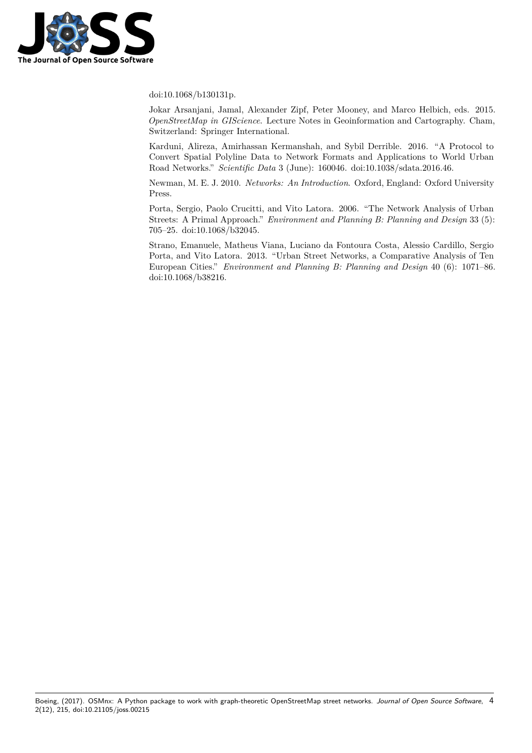doi:10.1068/b130131p.

Jokar Arsanjani, Jamal, Alexander Zipf, Peter Mooney, and Marco Helbich, eds. 2015. *OpenStreetMap in GIScience*. Lecture Notes in Geoinformation and Cartography. Cham, Switzerland: Springer International.

Karduni, Alireza, Amirhassan Kermanshah, and Sybil Derrible. 2016. "A Protocol to Convert Spatial Polyline Data to Network Formats and Applications to World Urban Road Networks." *Scientific Data* 3 (June): 160046. doi:10.1038/sdata.2016.46.

Newman, M. E. J. 2010. *Networks: An Introduction*. Oxford, England: Oxford University Press.

Porta, Sergio, Paolo Crucitti, and Vito Latora. 2006. "The Network Analysis of Urban Streets: A Primal Approach." *Environment and Planning B: Planning and Design* 33 (5): 705–25. doi:10.1068/b32045.

Strano, Emanuele, Matheus Viana, Luciano da Fontoura Costa, Alessio Cardillo, Sergio Porta, and Vito Latora. 2013. "Urban Street Networks, a Comparative Analysis of Ten European Cities." *Environment and Planning B: Planning and Design* 40 (6): 1071–86. doi:10.1068/b38216.